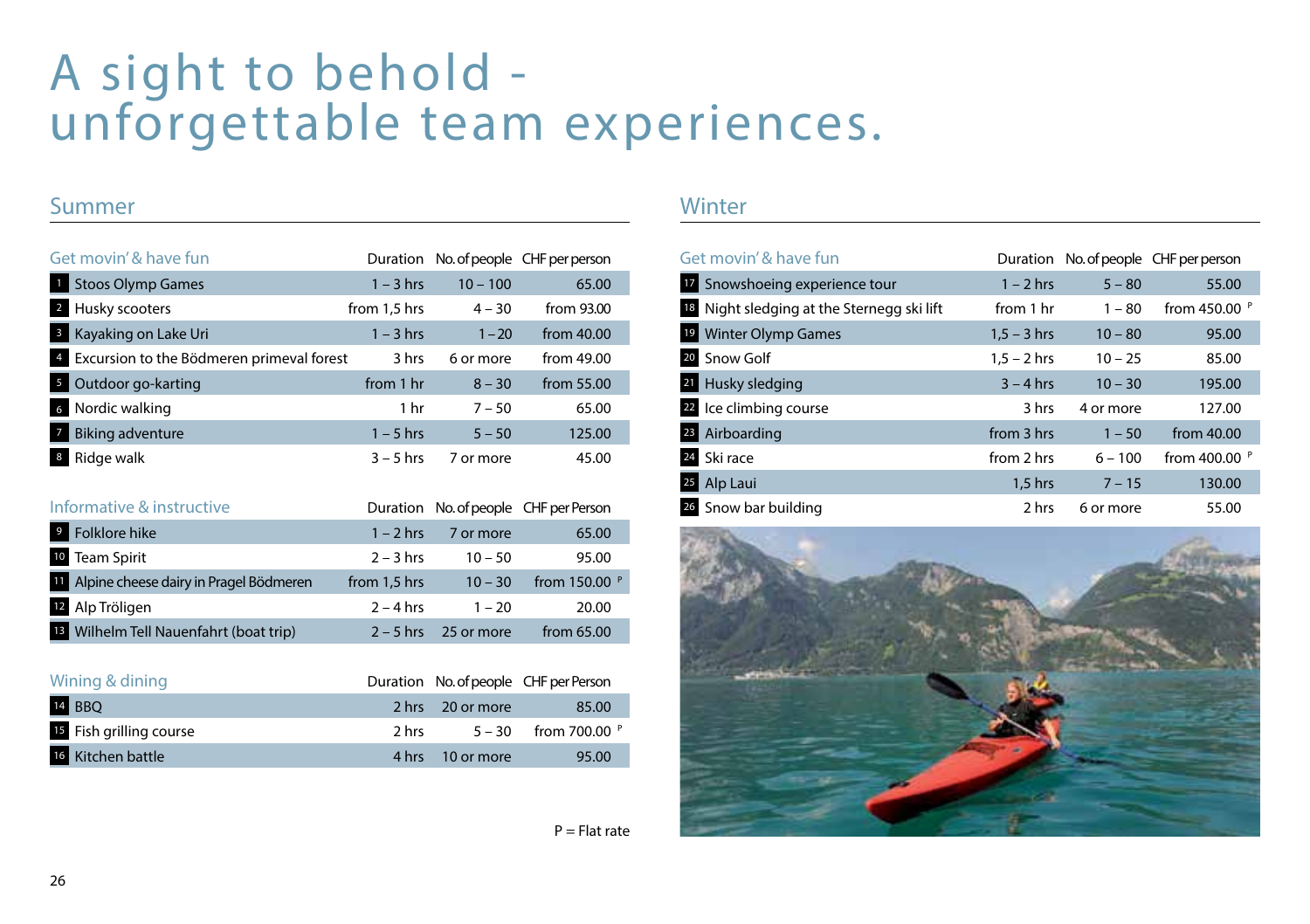# A sight to behold - unforgettable team experiences.

## Summer

| Get movin' & have fun | Duration | No. of people | CHF per person |
|---|---|---|---|
| 1 Stoos Olymp Games | 1 – 3 hrs | 10 – 100 | 65.00 |
| 2 Husky scooters | from 1,5 hrs | 4 – 30 | from 93.00 |
| 3 Kayaking on Lake Uri | 1 – 3 hrs | 1 – 20 | from 40.00 |
| 4 Excursion to the Bödmeren primeval forest | 3 hrs | 6 or more | from 49.00 |
| 5 Outdoor go-karting | from 1 hr | 8 – 30 | from 55.00 |
| 6 Nordic walking | 1 hr | 7 – 50 | 65.00 |
| 7 Biking adventure | 1 – 5 hrs | 5 – 50 | 125.00 |
| 8 Ridge walk | 3 – 5 hrs | 7 or more | 45.00 |

| Informative & instructive | Duration | No. of people | CHF per Person |
|---|---|---|---|
| 9 Folklore hike | 1 – 2 hrs | 7 or more | 65.00 |
| 10 Team Spirit | 2 – 3 hrs | 10 – 50 | 95.00 |
| 11 Alpine cheese dairy in Pragel Bödmeren | from 1,5 hrs | 10 – 30 | from 150.00 P |
| 12 Alp Tröligen | 2 – 4 hrs | 1 – 20 | 20.00 |
| 13 Wilhelm Tell Nauenfahrt (boat trip) | 2 – 5 hrs | 25 or more | from 65.00 |

| Wining & dining | Duration | No. of people | CHF per Person |
|---|---|---|---|
| 14 BBQ | 2 hrs | 20 or more | 85.00 |
| 15 Fish grilling course | 2 hrs | 5 – 30 | from 700.00 P |
| 16 Kitchen battle | 4 hrs | 10 or more | 95.00 |

P = Flat rate

## Winter

| Get movin' & have fun | Duration | No. of people | CHF per person |
|---|---|---|---|
| 17 Snowshoeing experience tour | 1 – 2 hrs | 5 – 80 | 55.00 |
| 18 Night sledging at the Sternegg ski lift | from 1 hr | 1 – 80 | from 450.00 P |
| 19 Winter Olymp Games | 1,5 – 3 hrs | 10 – 80 | 95.00 |
| 20 Snow Golf | 1,5 – 2 hrs | 10 – 25 | 85.00 |
| 21 Husky sledging | 3 – 4 hrs | 10 – 30 | 195.00 |
| 22 Ice climbing course | 3 hrs | 4 or more | 127.00 |
| 23 Airboarding | from 3 hrs | 1 – 50 | from 40.00 |
| 24 Ski race | from 2 hrs | 6 – 100 | from 400.00 P |
| 25 Alp Laui | 1,5 hrs | 7 – 15 | 130.00 |
| 26 Snow bar building | 2 hrs | 6 or more | 55.00 |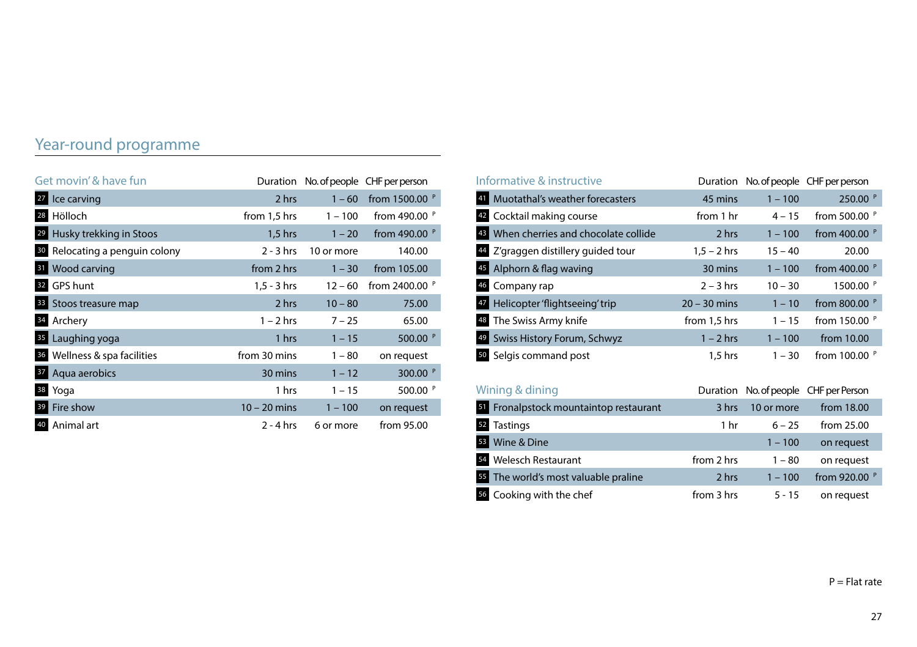# Year-round programme

| Get movin' & have fun | Duration | No. of people | CHF per person |
|---|---|---|---|
| 27 Ice carving | 2 hrs | 1 – 60 | from 1500.00 P |
| 28 Hölloch | from 1,5 hrs | 1 – 100 | from 490.00 P |
| 29 Husky trekking in Stoos | 1,5 hrs | 1 – 20 | from 490.00 P |
| 30 Relocating a penguin colony | 2 - 3 hrs | 10 or more | 140.00 |
| 31 Wood carving | from 2 hrs | 1 – 30 | from 105.00 |
| 32 GPS hunt | 1,5 - 3 hrs | 12 – 60 | from 2400.00 P |
| 33 Stoos treasure map | 2 hrs | 10 – 80 | 75.00 |
| 34 Archery | 1 – 2 hrs | 7 – 25 | 65.00 |
| 35 Laughing yoga | 1 hrs | 1 – 15 | 500.00 P |
| 36 Wellness & spa facilities | from 30 mins | 1 – 80 | on request |
| 37 Aqua aerobics | 30 mins | 1 – 12 | 300.00 P |
| 38 Yoga | 1 hrs | 1 – 15 | 500.00 P |
| 39 Fire show | 10 – 20 mins | 1 – 100 | on request |
| 40 Animal art | 2 - 4 hrs | 6 or more | from 95.00 |

| Informative & instructive | Duration | No. of people | CHF per person |
|---|---|---|---|
| 41 Muotathal's weather forecasters | 45 mins | 1 – 100 | 250.00 P |
| 42 Cocktail making course | from 1 hr | 4 – 15 | from 500.00 P |
| 43 When cherries and chocolate collide | 2 hrs | 1 – 100 | from 400.00 P |
| 44 Z'graggen distillery guided tour | 1,5 – 2 hrs | 15 – 40 | 20.00 |
| 45 Alphorn & flag waving | 30 mins | 1 – 100 | from 400.00 P |
| 46 Company rap | 2 – 3 hrs | 10 – 30 | 1500.00 P |
| 47 Helicopter 'flightseeing' trip | 20 – 30 mins | 1 – 10 | from 800.00 P |
| 48 The Swiss Army knife | from 1,5 hrs | 1 – 15 | from 150.00 P |
| 49 Swiss History Forum, Schwyz | 1 – 2 hrs | 1 – 100 | from 10.00 |
| 50 Selgis command post | 1,5 hrs | 1 – 30 | from 100.00 P |

| Wining & dining | Duration | No. of people | CHF per Person |
|---|---|---|---|
| 51 Fronalpstock mountaintop restaurant | 3 hrs | 10 or more | from 18.00 |
| 52 Tastings | 1 hr | 6 – 25 | from 25.00 |
| 53 Wine & Dine | | 1 – 100 | on request |
| 54 Welesch Restaurant | from 2 hrs | 1 – 80 | on request |
| 55 The world's most valuable praline | 2 hrs | 1 – 100 | from 920.00 P |
| 56 Cooking with the chef | from 3 hrs | 5 - 15 | on request |

P = Flat rate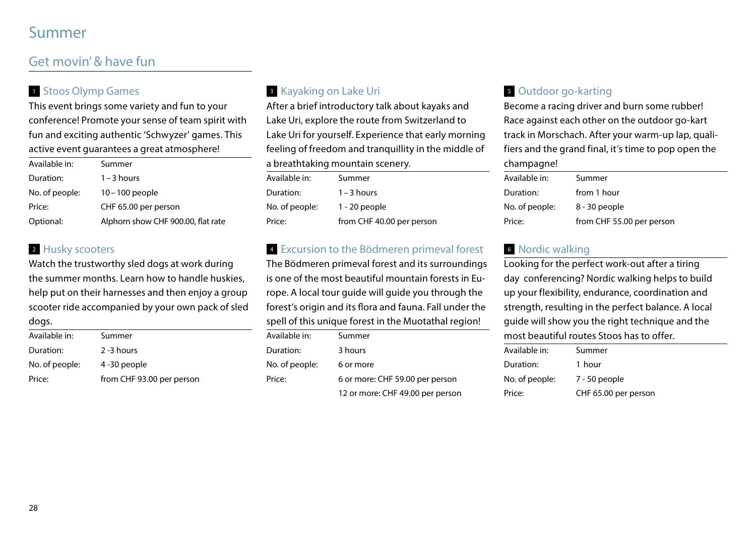# Summer

## Get movin' & have fun

### 1 Stoos Olymp Games

This event brings some variety and fun to your conference! Promote your sense of team spirit with fun and exciting authentic 'Schwyzer' games. This active event guarantees a great atmosphere!

| | |
|---|---|
| Available in: | Summer |
| Duration: | 1 – 3 hours |
| No. of people: | 10 – 100 people |
| Price: | CHF 65.00 per person |
| Optional: | Alphorn show CHF 900.00, flat rate |

### 2 Husky scooters

Watch the trustworthy sled dogs at work during the summer months. Learn how to handle huskies, help put on their harnesses and then enjoy a group scooter ride accompanied by your own pack of sled dogs.

| | |
|---|---|
| Available in: | Summer |
| Duration: | 2 -3 hours |
| No. of people: | 4 -30 people |
| Price: | from CHF 93.00 per person |

### 3 Kayaking on Lake Uri

After a brief introductory talk about kayaks and Lake Uri, explore the route from Switzerland to Lake Uri for yourself. Experience that early morning feeling of freedom and tranquillity in the middle of a breathtaking mountain scenery.

| | |
|---|---|
| Available in: | Summer |
| Duration: | 1 – 3 hours |
| No. of people: | 1 - 20 people |
| Price: | from CHF 40.00 per person |

### 4 Excursion to the Bödmeren primeval forest

The Bödmeren primeval forest and its surroundings is one of the most beautiful mountain forests in Europe. A local tour guide will guide you through the forest's origin and its flora and fauna. Fall under the spell of this unique forest in the Muotathal region!

| | |
|---|---|
| Available in: | Summer |
| Duration: | 3 hours |
| No. of people: | 6 or more |
| Price: | 6 or more: CHF 59.00 per person |
| | 12 or more: CHF 49.00 per person |

### 5 Outdoor go-karting

Become a racing driver and burn some rubber! Race against each other on the outdoor go-kart track in Morschach. After your warm-up lap, qualifiers and the grand final, it's time to pop open the champagne!

| | |
|---|---|
| Available in: | Summer |
| Duration: | from 1 hour |
| No. of people: | 8 - 30 people |
| Price: | from CHF 55.00 per person |

### 6 Nordic walking

Looking for the perfect work-out after a tiring day conferencing? Nordic walking helps to build up your flexibility, endurance, coordination and strength, resulting in the perfect balance. A local guide will show you the right technique and the most beautiful routes Stoos has to offer.

| | |
|---|---|
| Available in: | Summer |
| Duration: | 1 hour |
| No. of people: | 7 - 50 people |
| Price: | CHF 65.00 per person |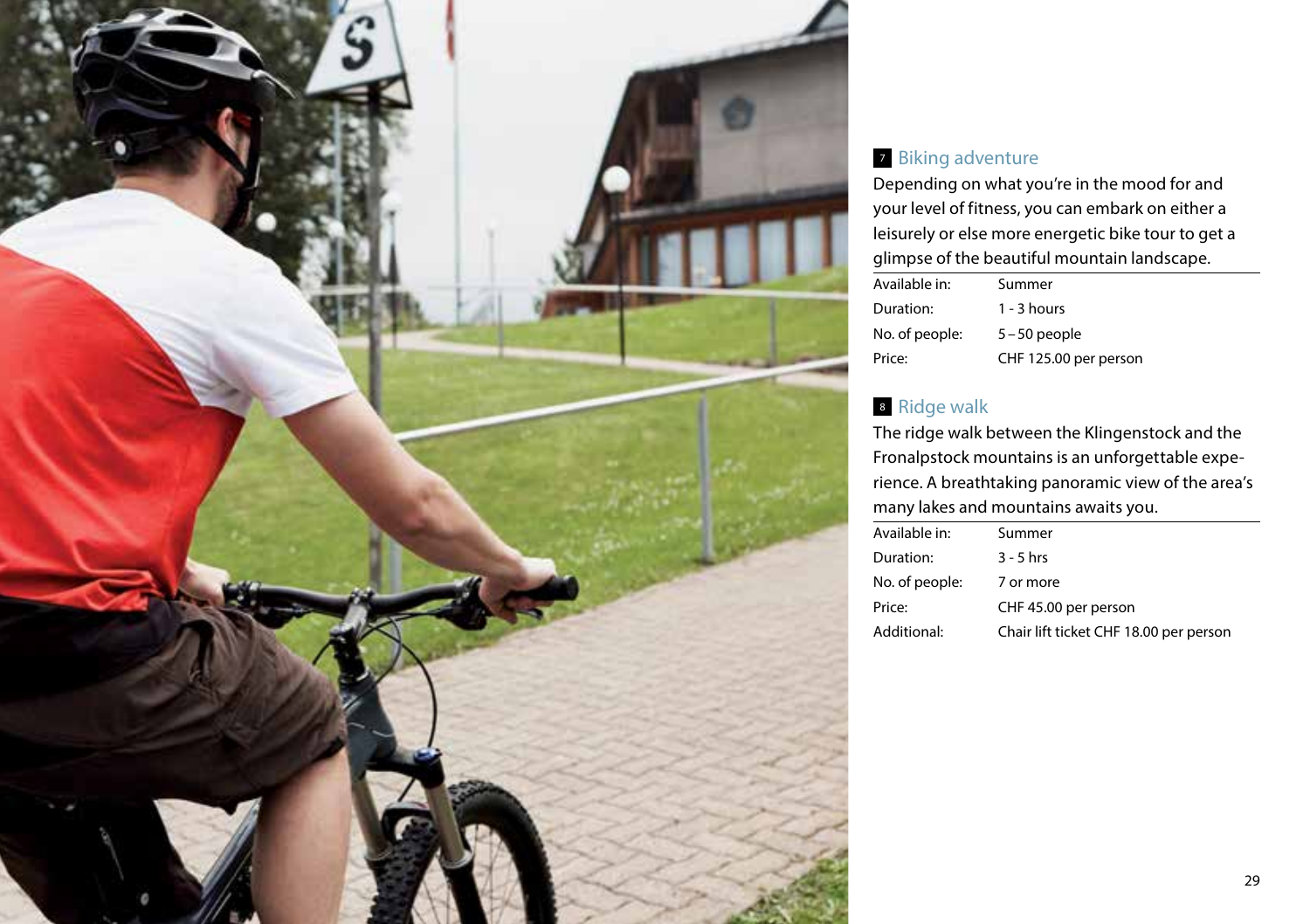## 7 Biking adventure

Depending on what you're in the mood for and your level of fitness, you can embark on either a leisurely or else more energetic bike tour to get a glimpse of the beautiful mountain landscape.

| | |
|---|---|
| Available in: | Summer |
| Duration: | 1 - 3 hours |
| No. of people: | 5 – 50 people |
| Price: | CHF 125.00 per person |

## 8 Ridge walk

The ridge walk between the Klingenstock and the Fronalpstock mountains is an unforgettable experience. A breathtaking panoramic view of the area's many lakes and mountains awaits you.

| | |
|---|---|
| Available in: | Summer |
| Duration: | 3 - 5 hrs |
| No. of people: | 7 or more |
| Price: | CHF 45.00 per person |
| Additional: | Chair lift ticket CHF 18.00 per person |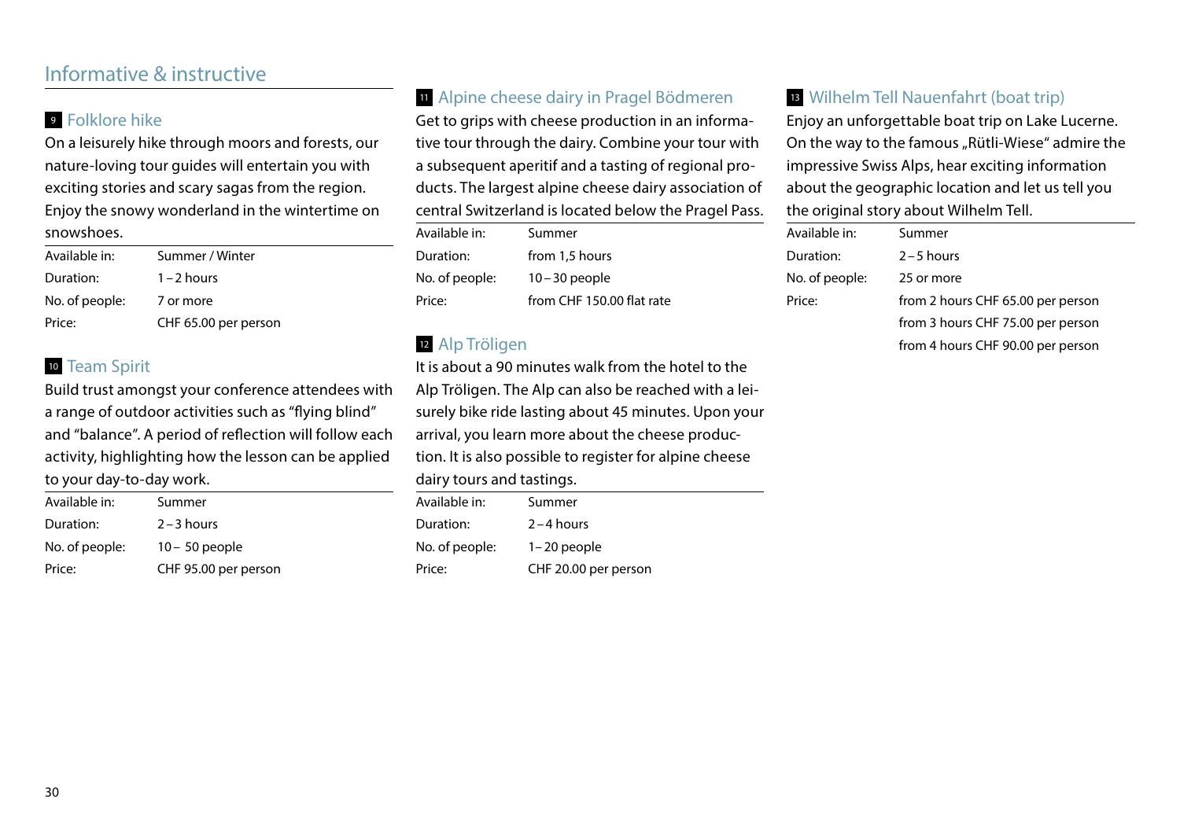## Informative & instructive

### 9 Folklore hike

On a leisurely hike through moors and forests, our nature-loving tour guides will entertain you with exciting stories and scary sagas from the region. Enjoy the snowy wonderland in the wintertime on snowshoes.

| | |
|---|---|
| Available in: | Summer / Winter |
| Duration: | 1 – 2 hours |
| No. of people: | 7 or more |
| Price: | CHF 65.00 per person |

### 10 Team Spirit

Build trust amongst your conference attendees with a range of outdoor activities such as "flying blind" and "balance". A period of reflection will follow each activity, highlighting how the lesson can be applied to your day-to-day work.

| | |
|---|---|
| Available in: | Summer |
| Duration: | 2 – 3 hours |
| No. of people: | 10 – 50 people |
| Price: | CHF 95.00 per person |

### 11 Alpine cheese dairy in Pragel Bödmeren

Get to grips with cheese production in an informative tour through the dairy. Combine your tour with a subsequent aperitif and a tasting of regional products. The largest alpine cheese dairy association of central Switzerland is located below the Pragel Pass.

| | |
|---|---|
| Available in: | Summer |
| Duration: | from 1,5 hours |
| No. of people: | 10 – 30 people |
| Price: | from CHF 150.00 flat rate |

### 12 Alp Tröligen

It is about a 90 minutes walk from the hotel to the Alp Tröligen. The Alp can also be reached with a leisurely bike ride lasting about 45 minutes. Upon your arrival, you learn more about the cheese production. It is also possible to register for alpine cheese dairy tours and tastings.

| | |
|---|---|
| Available in: | Summer |
| Duration: | 2 – 4 hours |
| No. of people: | 1 – 20 people |
| Price: | CHF 20.00 per person |

### 13 Wilhelm Tell Nauenfahrt (boat trip)

Enjoy an unforgettable boat trip on Lake Lucerne. On the way to the famous „Rütli-Wiese" admire the impressive Swiss Alps, hear exciting information about the geographic location and let us tell you the original story about Wilhelm Tell.

| | |
|---|---|
| Available in: | Summer |
| Duration: | 2 – 5 hours |
| No. of people: | 25 or more |
| Price: | from 2 hours CHF 65.00 per person |
| | from 3 hours CHF 75.00 per person |
| | from 4 hours CHF 90.00 per person |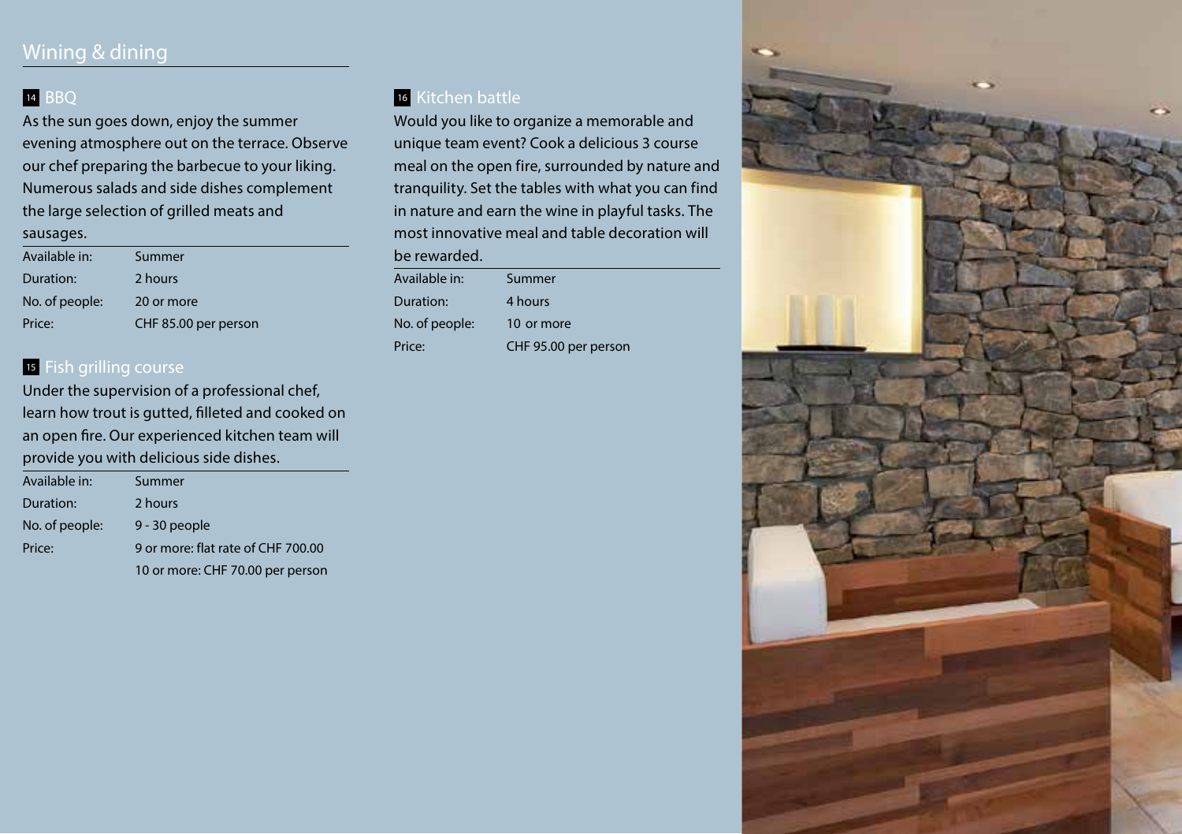# Wining & dining

## 14 BBQ

As the sun goes down, enjoy the summer evening atmosphere out on the terrace. Observe our chef preparing the barbecue to your liking. Numerous salads and side dishes complement the large selection of grilled meats and sausages.

| | |
|---|---|
| Available in: | Summer |
| Duration: | 2 hours |
| No. of people: | 20 or more |
| Price: | CHF 85.00 per person |

## 15 Fish grilling course

Under the supervision of a professional chef, learn how trout is gutted, filleted and cooked on an open fire. Our experienced kitchen team will provide you with delicious side dishes.

| | |
|---|---|
| Available in: | Summer |
| Duration: | 2 hours |
| No. of people: | 9 - 30 people |
| Price: | 9 or more: flat rate of CHF 700.00 |
| | 10 or more: CHF 70.00 per person |

## 16 Kitchen battle

Would you like to organize a memorable and unique team event? Cook a delicious 3 course meal on the open fire, surrounded by nature and tranquility. Set the tables with what you can find in nature and earn the wine in playful tasks. The most innovative meal and table decoration will be rewarded.

| | |
|---|---|
| Available in: | Summer |
| Duration: | 4 hours |
| No. of people: | 10 or more |
| Price: | CHF 95.00 per person |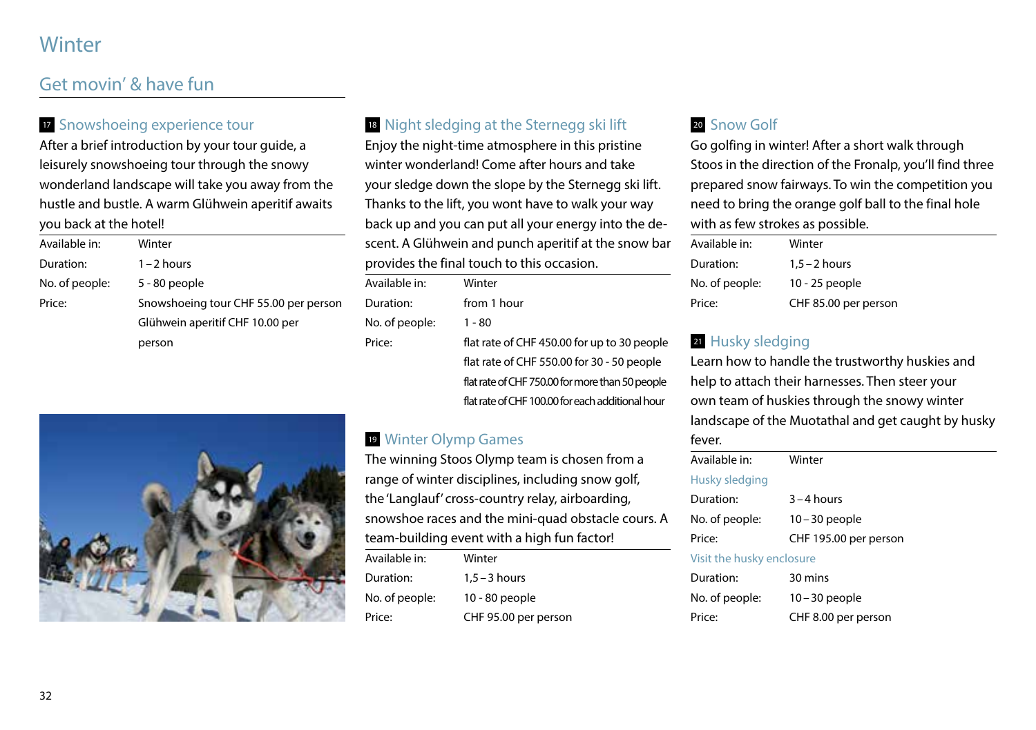# Winter

## Get movin' & have fun

### 17 Snowshoeing experience tour

After a brief introduction by your tour guide, a leisurely snowshoeing tour through the snowy wonderland landscape will take you away from the hustle and bustle. A warm Glühwein aperitif awaits you back at the hotel!

| | |
|---|---|
| Available in: | Winter |
| Duration: | 1 – 2 hours |
| No. of people: | 5 - 80 people |
| Price: | Snowshoeing tour CHF 55.00 per person<br>Glühwein aperitif CHF 10.00 per person |

### 18 Night sledging at the Sternegg ski lift

Enjoy the night-time atmosphere in this pristine winter wonderland! Come after hours and take your sledge down the slope by the Sternegg ski lift. Thanks to the lift, you wont have to walk your way back up and you can put all your energy into the descent. A Glühwein and punch aperitif at the snow bar provides the final touch to this occasion.

| | |
|---|---|
| Available in: | Winter |
| Duration: | from 1 hour |
| No. of people: | 1 - 80 |
| Price: | flat rate of CHF 450.00 for up to 30 people<br>flat rate of CHF 550.00 for 30 - 50 people<br>flat rate of CHF 750.00 for more than 50 people<br>flat rate of CHF 100.00 for each additional hour |

### 19 Winter Olymp Games

The winning Stoos Olymp team is chosen from a range of winter disciplines, including snow golf, the 'Langlauf' cross-country relay, airboarding, snowshoe races and the mini-quad obstacle cours. A team-building event with a high fun factor!

| | |
|---|---|
| Available in: | Winter |
| Duration: | 1,5 – 3 hours |
| No. of people: | 10 - 80 people |
| Price: | CHF 95.00 per person |

### 20 Snow Golf

Go golfing in winter! After a short walk through Stoos in the direction of the Fronalp, you'll find three prepared snow fairways. To win the competition you need to bring the orange golf ball to the final hole with as few strokes as possible.

| | |
|---|---|
| Available in: | Winter |
| Duration: | 1,5 – 2 hours |
| No. of people: | 10 - 25 people |
| Price: | CHF 85.00 per person |

### 21 Husky sledging

Learn how to handle the trustworthy huskies and help to attach their harnesses. Then steer your own team of huskies through the snowy winter landscape of the Muotathal and get caught by husky fever.

| | |
|---|---|
| Available in: | Winter |
| **Husky sledging** | |
| Duration: | 3 – 4 hours |
| No. of people: | 10 – 30 people |
| Price: | CHF 195.00 per person |
| **Visit the husky enclosure** | |
| Duration: | 30 mins |
| No. of people: | 10 – 30 people |
| Price: | CHF 8.00 per person |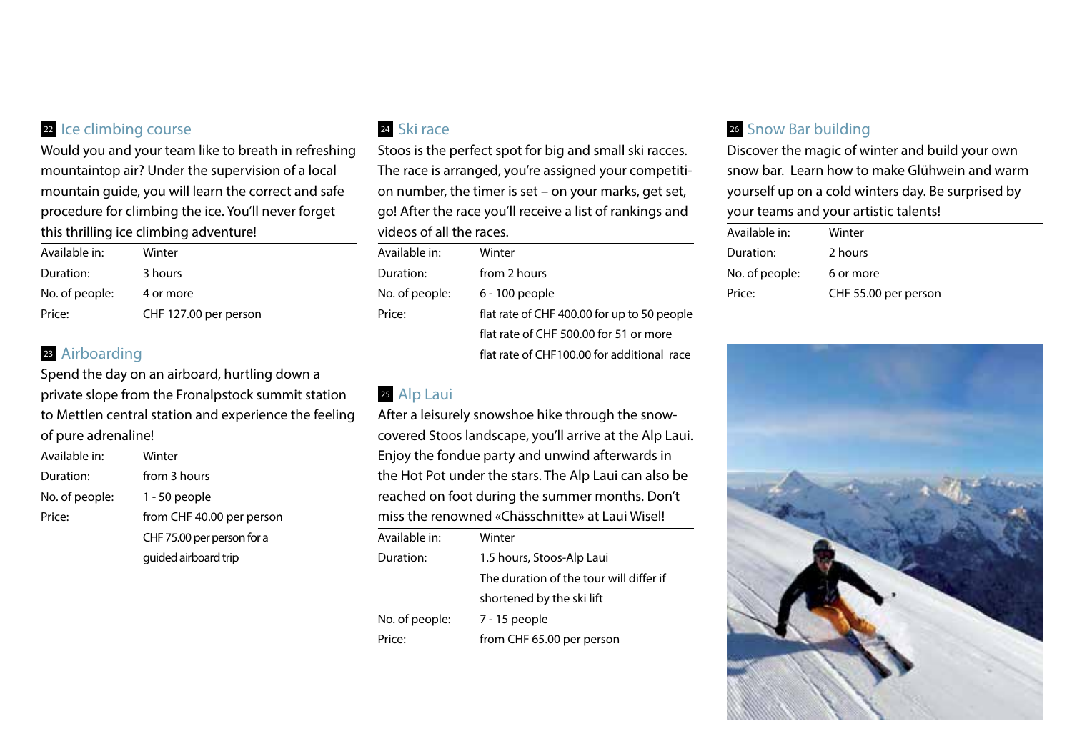## 22 Ice climbing course

Would you and your team like to breath in refreshing mountaintop air? Under the supervision of a local mountain guide, you will learn the correct and safe procedure for climbing the ice. You'll never forget this thrilling ice climbing adventure!

| | |
|---|---|
| Available in: | Winter |
| Duration: | 3 hours |
| No. of people: | 4 or more |
| Price: | CHF 127.00 per person |

## 23 Airboarding

Spend the day on an airboard, hurtling down a private slope from the Fronalpstock summit station to Mettlen central station and experience the feeling of pure adrenaline!

| | |
|---|---|
| Available in: | Winter |
| Duration: | from 3 hours |
| No. of people: | 1 - 50 people |
| Price: | from CHF 40.00 per person<br>CHF 75.00 per person for a guided airboard trip |

## 24 Ski race

Stoos is the perfect spot for big and small ski racces. The race is arranged, you're assigned your competition number, the timer is set – on your marks, get set, go! After the race you'll receive a list of rankings and videos of all the races.

| | |
|---|---|
| Available in: | Winter |
| Duration: | from 2 hours |
| No. of people: | 6 - 100 people |
| Price: | flat rate of CHF 400.00 for up to 50 people<br>flat rate of CHF 500.00 for 51 or more<br>flat rate of CHF100.00 for additional race |

## 25 Alp Laui

After a leisurely snowshoe hike through the snow-covered Stoos landscape, you'll arrive at the Alp Laui. Enjoy the fondue party and unwind afterwards in the Hot Pot under the stars. The Alp Laui can also be reached on foot during the summer months. Don't miss the renowned «Chässchnitte» at Laui Wisel!

| | |
|---|---|
| Available in: | Winter |
| Duration: | 1.5 hours, Stoos-Alp Laui<br>The duration of the tour will differ if shortened by the ski lift |
| No. of people: | 7 - 15 people |
| Price: | from CHF 65.00 per person |

## 26 Snow Bar building

Discover the magic of winter and build your own snow bar. Learn how to make Glühwein and warm yourself up on a cold winters day. Be surprised by your teams and your artistic talents!

| | |
|---|---|
| Available in: | Winter |
| Duration: | 2 hours |
| No. of people: | 6 or more |
| Price: | CHF 55.00 per person |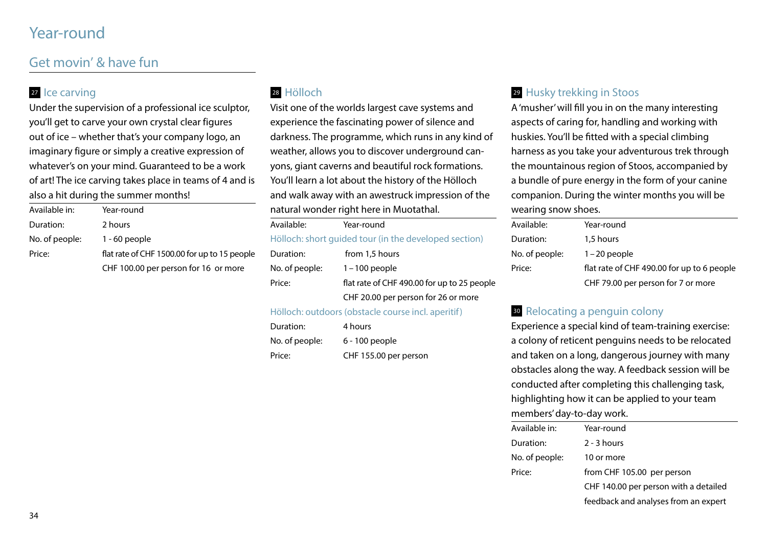# Year-round

## Get movin' & have fun

### 27 Ice carving

Under the supervision of a professional ice sculptor, you'll get to carve your own crystal clear figures out of ice – whether that's your company logo, an imaginary figure or simply a creative expression of whatever's on your mind. Guaranteed to be a work of art! The ice carving takes place in teams of 4 and is also a hit during the summer months!

| | |
|---|---|
| Available in: | Year-round |
| Duration: | 2 hours |
| No. of people: | 1 - 60 people |
| Price: | flat rate of CHF 1500.00 for up to 15 people |
| | CHF 100.00 per person for 16 or more |

### 28 Hölloch

Visit one of the worlds largest cave systems and experience the fascinating power of silence and darkness. The programme, which runs in any kind of weather, allows you to discover underground canyons, giant caverns and beautiful rock formations. You'll learn a lot about the history of the Hölloch and walk away with an awestruck impression of the natural wonder right here in Muotathal.

| | |
|---|---|
| Available: | Year-round |

Hölloch: short guided tour (in the developed section)

| | |
|---|---|
| Duration: | from 1,5 hours |
| No. of people: | 1 – 100 people |
| Price: | flat rate of CHF 490.00 for up to 25 people |
| | CHF 20.00 per person for 26 or more |

Hölloch: outdoors (obstacle course incl. aperitif)

| | |
|---|---|
| Duration: | 4 hours |
| No. of people: | 6 - 100 people |
| Price: | CHF 155.00 per person |

### 29 Husky trekking in Stoos

A 'musher' will fill you in on the many interesting aspects of caring for, handling and working with huskies. You'll be fitted with a special climbing harness as you take your adventurous trek through the mountainous region of Stoos, accompanied by a bundle of pure energy in the form of your canine companion. During the winter months you will be wearing snow shoes.

| | |
|---|---|
| Available: | Year-round |
| Duration: | 1,5 hours |
| No. of people: | 1 – 20 people |
| Price: | flat rate of CHF 490.00 for up to 6 people |
| | CHF 79.00 per person for 7 or more |

### 30 Relocating a penguin colony

Experience a special kind of team-training exercise: a colony of reticent penguins needs to be relocated and taken on a long, dangerous journey with many obstacles along the way. A feedback session will be conducted after completing this challenging task, highlighting how it can be applied to your team members' day-to-day work.

| | |
|---|---|
| Available in: | Year-round |
| Duration: | 2 - 3 hours |
| No. of people: | 10 or more |
| Price: | from CHF 105.00 per person |
| | CHF 140.00 per person with a detailed feedback and analyses from an expert |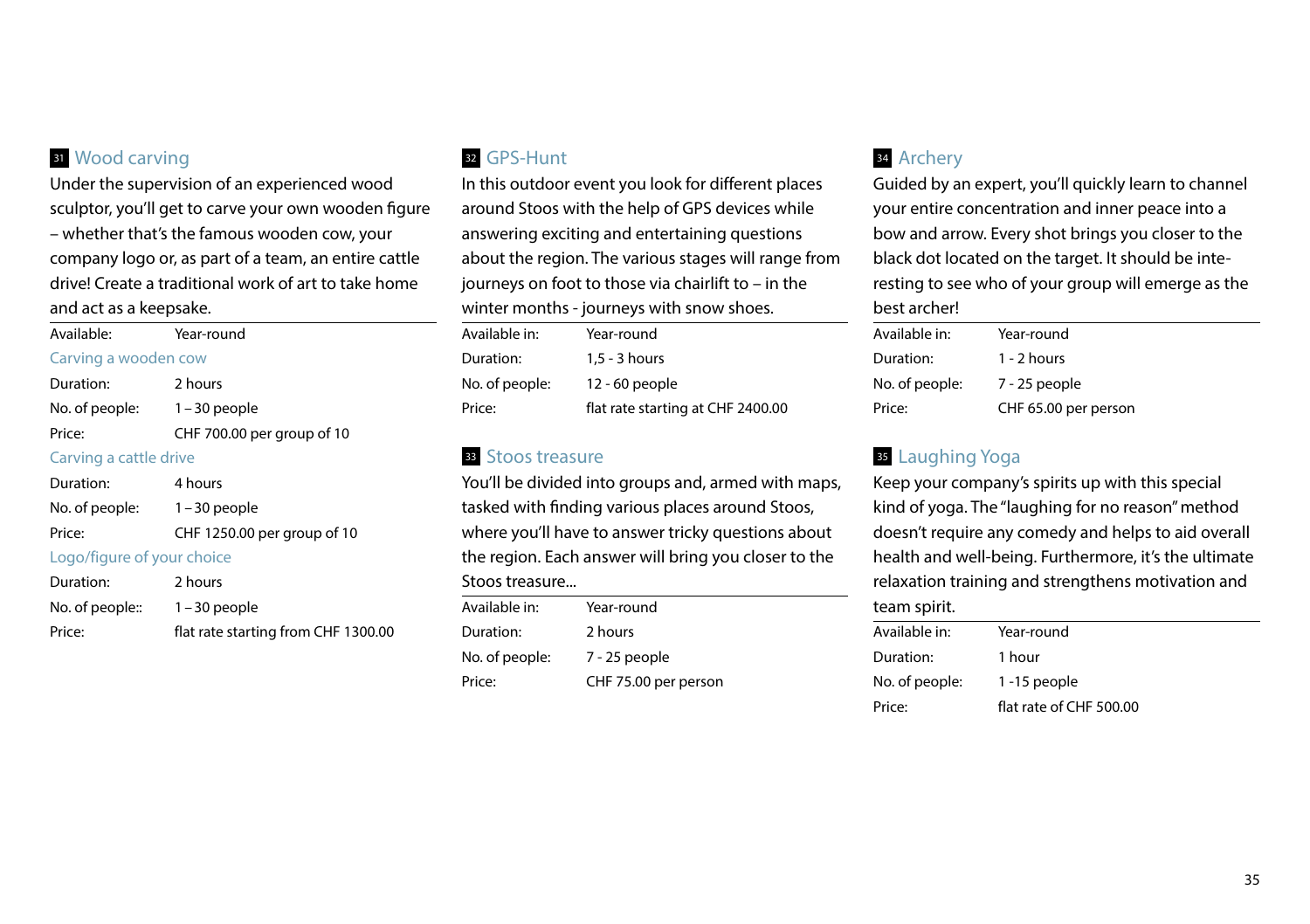## 31 Wood carving

Under the supervision of an experienced wood sculptor, you'll get to carve your own wooden figure – whether that's the famous wooden cow, your company logo or, as part of a team, an entire cattle drive! Create a traditional work of art to take home and act as a keepsake.

| | |
|---|---|
| Available: | Year-round |

**Carving a wooden cow**

| | |
|---|---|
| Duration: | 2 hours |
| No. of people: | 1 – 30 people |
| Price: | CHF 700.00 per group of 10 |

**Carving a cattle drive**

| | |
|---|---|
| Duration: | 4 hours |
| No. of people: | 1 – 30 people |
| Price: | CHF 1250.00 per group of 10 |

**Logo/figure of your choice**

| | |
|---|---|
| Duration: | 2 hours |
| No. of people:: | 1 – 30 people |
| Price: | flat rate starting from CHF 1300.00 |

## 32 GPS-Hunt

In this outdoor event you look for different places around Stoos with the help of GPS devices while answering exciting and entertaining questions about the region. The various stages will range from journeys on foot to those via chairlift to – in the winter months - journeys with snow shoes.

| | |
|---|---|
| Available in: | Year-round |
| Duration: | 1,5 - 3 hours |
| No. of people: | 12 - 60 people |
| Price: | flat rate starting at CHF 2400.00 |

## 33 Stoos treasure

You'll be divided into groups and, armed with maps, tasked with finding various places around Stoos, where you'll have to answer tricky questions about the region. Each answer will bring you closer to the Stoos treasure...

| | |
|---|---|
| Available in: | Year-round |
| Duration: | 2 hours |
| No. of people: | 7 - 25 people |
| Price: | CHF 75.00 per person |

## 34 Archery

Guided by an expert, you'll quickly learn to channel your entire concentration and inner peace into a bow and arrow. Every shot brings you closer to the black dot located on the target. It should be interesting to see who of your group will emerge as the best archer!

| | |
|---|---|
| Available in: | Year-round |
| Duration: | 1 - 2 hours |
| No. of people: | 7 - 25 people |
| Price: | CHF 65.00 per person |

## 35 Laughing Yoga

Keep your company's spirits up with this special kind of yoga. The "laughing for no reason" method doesn't require any comedy and helps to aid overall health and well-being. Furthermore, it's the ultimate relaxation training and strengthens motivation and team spirit.

| | |
|---|---|
| Available in: | Year-round |
| Duration: | 1 hour |
| No. of people: | 1 -15 people |
| Price: | flat rate of CHF 500.00 |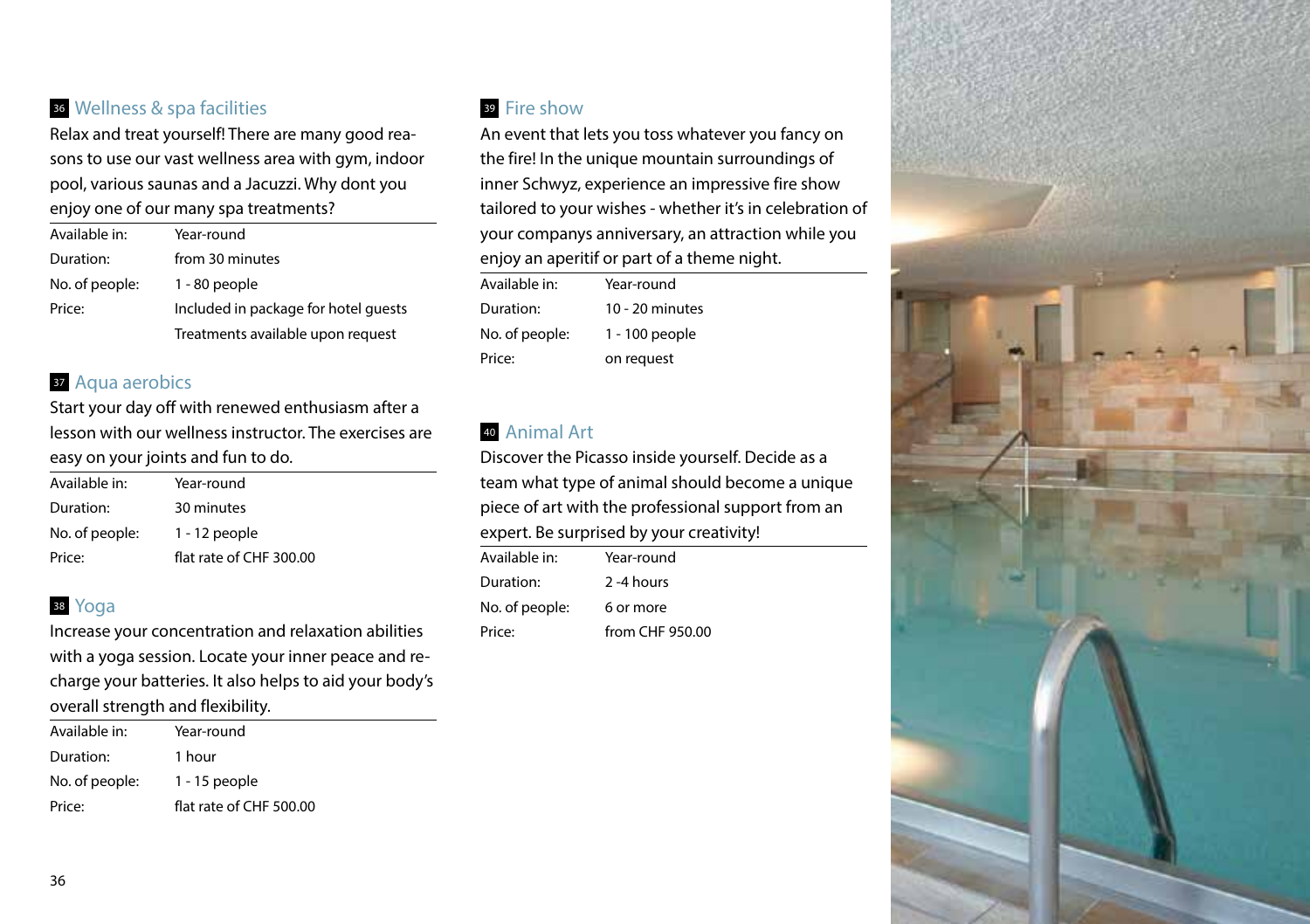## 36 Wellness & spa facilities

Relax and treat yourself! There are many good reasons to use our vast wellness area with gym, indoor pool, various saunas and a Jacuzzi. Why dont you enjoy one of our many spa treatments?

| | |
|---|---|
| Available in: | Year-round |
| Duration: | from 30 minutes |
| No. of people: | 1 - 80 people |
| Price: | Included in package for hotel guests |
| | Treatments available upon request |

## 37 Aqua aerobics

Start your day off with renewed enthusiasm after a lesson with our wellness instructor. The exercises are easy on your joints and fun to do.

| | |
|---|---|
| Available in: | Year-round |
| Duration: | 30 minutes |
| No. of people: | 1 - 12 people |
| Price: | flat rate of CHF 300.00 |

## 38 Yoga

Increase your concentration and relaxation abilities with a yoga session. Locate your inner peace and recharge your batteries. It also helps to aid your body's overall strength and flexibility.

| | |
|---|---|
| Available in: | Year-round |
| Duration: | 1 hour |
| No. of people: | 1 - 15 people |
| Price: | flat rate of CHF 500.00 |

## 39 Fire show

An event that lets you toss whatever you fancy on the fire! In the unique mountain surroundings of inner Schwyz, experience an impressive fire show tailored to your wishes - whether it's in celebration of your companys anniversary, an attraction while you enjoy an aperitif or part of a theme night.

| | |
|---|---|
| Available in: | Year-round |
| Duration: | 10 - 20 minutes |
| No. of people: | 1 - 100 people |
| Price: | on request |

## 40 Animal Art

Discover the Picasso inside yourself. Decide as a team what type of animal should become a unique piece of art with the professional support from an expert. Be surprised by your creativity!

| | |
|---|---|
| Available in: | Year-round |
| Duration: | 2 -4 hours |
| No. of people: | 6 or more |
| Price: | from CHF 950.00 |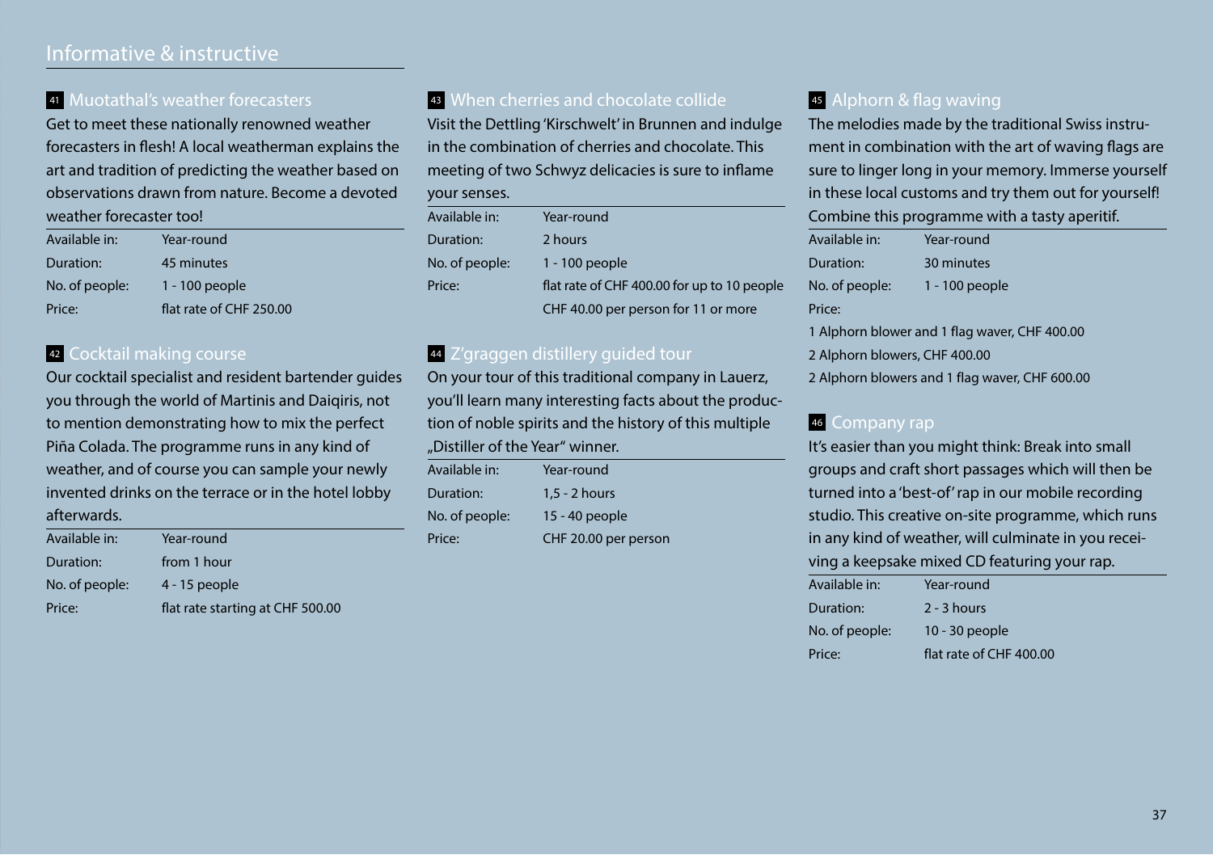# Informative & instructive

## 41 Muotathal's weather forecasters

Get to meet these nationally renowned weather forecasters in flesh! A local weatherman explains the art and tradition of predicting the weather based on observations drawn from nature. Become a devoted weather forecaster too!

| | |
|---|---|
| Available in: | Year-round |
| Duration: | 45 minutes |
| No. of people: | 1 - 100 people |
| Price: | flat rate of CHF 250.00 |

## 42 Cocktail making course

Our cocktail specialist and resident bartender guides you through the world of Martinis and Daiqiris, not to mention demonstrating how to mix the perfect Piña Colada. The programme runs in any kind of weather, and of course you can sample your newly invented drinks on the terrace or in the hotel lobby afterwards.

| | |
|---|---|
| Available in: | Year-round |
| Duration: | from 1 hour |
| No. of people: | 4 - 15 people |
| Price: | flat rate starting at CHF 500.00 |

## 43 When cherries and chocolate collide

Visit the Dettling 'Kirschwelt' in Brunnen and indulge in the combination of cherries and chocolate. This meeting of two Schwyz delicacies is sure to inflame your senses.

| | |
|---|---|
| Available in: | Year-round |
| Duration: | 2 hours |
| No. of people: | 1 - 100 people |
| Price: | flat rate of CHF 400.00 for up to 10 people |
| | CHF 40.00 per person for 11 or more |

## 44 Z'graggen distillery guided tour

On your tour of this traditional company in Lauerz, you'll learn many interesting facts about the production of noble spirits and the history of this multiple „Distiller of the Year" winner.

| | |
|---|---|
| Available in: | Year-round |
| Duration: | 1,5 - 2 hours |
| No. of people: | 15 - 40 people |
| Price: | CHF 20.00 per person |

## 45 Alphorn & flag waving

The melodies made by the traditional Swiss instrument in combination with the art of waving flags are sure to linger long in your memory. Immerse yourself in these local customs and try them out for yourself! Combine this programme with a tasty aperitif.

| | |
|---|---|
| Available in: | Year-round |
| Duration: | 30 minutes |
| No. of people: | 1 - 100 people |

Price:

1 Alphorn blower and 1 flag waver, CHF 400.00

2 Alphorn blowers, CHF 400.00

2 Alphorn blowers and 1 flag waver, CHF 600.00

## 46 Company rap

It's easier than you might think: Break into small groups and craft short passages which will then be turned into a 'best-of' rap in our mobile recording studio. This creative on-site programme, which runs in any kind of weather, will culminate in you receiving a keepsake mixed CD featuring your rap.

| | |
|---|---|
| Available in: | Year-round |
| Duration: | 2 - 3 hours |
| No. of people: | 10 - 30 people |
| Price: | flat rate of CHF 400.00 |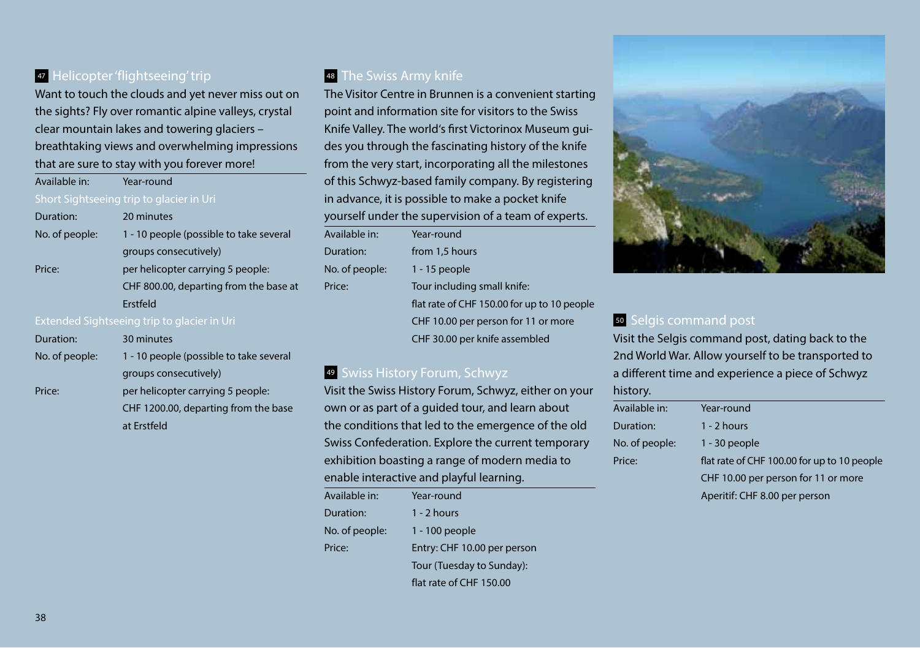## 47 Helicopter 'flightseeing' trip

Want to touch the clouds and yet never miss out on the sights? Fly over romantic alpine valleys, crystal clear mountain lakes and towering glaciers – breathtaking views and overwhelming impressions that are sure to stay with you forever more!

| | |
|---|---|
| Available in: | Year-round |

**Short Sightseeing trip to glacier in Uri**

| | |
|---|---|
| Duration: | 20 minutes |
| No. of people: | 1 - 10 people (possible to take several groups consecutively) |
| Price: | per helicopter carrying 5 people: CHF 800.00, departing from the base at Erstfeld |

**Extended Sightseeing trip to glacier in Uri**

| | |
|---|---|
| Duration: | 30 minutes |
| No. of people: | 1 - 10 people (possible to take several groups consecutively) |
| Price: | per helicopter carrying 5 people: CHF 1200.00, departing from the base at Erstfeld |

## 48 The Swiss Army knife

The Visitor Centre in Brunnen is a convenient starting point and information site for visitors to the Swiss Knife Valley. The world's first Victorinox Museum guides you through the fascinating history of the knife from the very start, incorporating all the milestones of this Schwyz-based family company. By registering in advance, it is possible to make a pocket knife yourself under the supervision of a team of experts.

| | |
|---|---|
| Available in: | Year-round |
| Duration: | from 1,5 hours |
| No. of people: | 1 - 15 people |
| Price: | Tour including small knife: flat rate of CHF 150.00 for up to 10 people CHF 10.00 per person for 11 or more CHF 30.00 per knife assembled |

## 49 Swiss History Forum, Schwyz

Visit the Swiss History Forum, Schwyz, either on your own or as part of a guided tour, and learn about the conditions that led to the emergence of the old Swiss Confederation. Explore the current temporary exhibition boasting a range of modern media to enable interactive and playful learning.

| | |
|---|---|
| Available in: | Year-round |
| Duration: | 1 - 2 hours |
| No. of people: | 1 - 100 people |
| Price: | Entry: CHF 10.00 per person Tour (Tuesday to Sunday): flat rate of CHF 150.00 |

## 50 Selgis command post

Visit the Selgis command post, dating back to the 2nd World War. Allow yourself to be transported to a different time and experience a piece of Schwyz history.

| | |
|---|---|
| Available in: | Year-round |
| Duration: | 1 - 2 hours |
| No. of people: | 1 - 30 people |
| Price: | flat rate of CHF 100.00 for up to 10 people CHF 10.00 per person for 11 or more Aperitif: CHF 8.00 per person |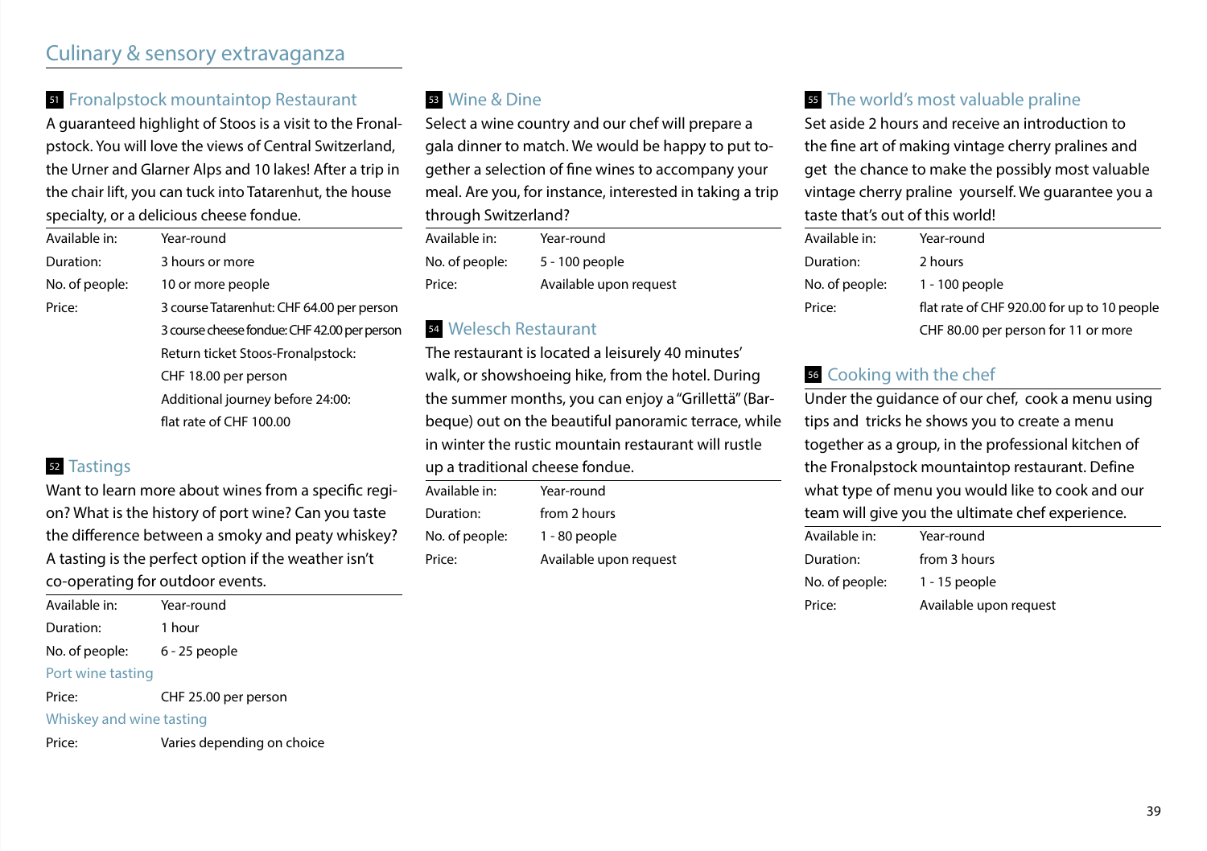## Culinary & sensory extravaganza

### 51 Fronalpstock mountaintop Restaurant

A guaranteed highlight of Stoos is a visit to the Fronalpstock. You will love the views of Central Switzerland, the Urner and Glarner Alps and 10 lakes! After a trip in the chair lift, you can tuck into Tatarenhut, the house specialty, or a delicious cheese fondue.

| | |
|---|---|
| Available in: | Year-round |
| Duration: | 3 hours or more |
| No. of people: | 10 or more people |
| Price: | 3 course Tatarenhut: CHF 64.00 per person |
| | 3 course cheese fondue: CHF 42.00 per person |
| | Return ticket Stoos-Fronalpstock: CHF 18.00 per person |
| | Additional journey before 24:00: flat rate of CHF 100.00 |

### 52 Tastings

Want to learn more about wines from a specific region? What is the history of port wine? Can you taste the difference between a smoky and peaty whiskey? A tasting is the perfect option if the weather isn't co-operating for outdoor events.

| | |
|---|---|
| Available in: | Year-round |
| Duration: | 1 hour |
| No. of people: | 6 - 25 people |

Port wine tasting

| | |
|---|---|
| Price: | CHF 25.00 per person |

Whiskey and wine tasting

| | |
|---|---|
| Price: | Varies depending on choice |

### 53 Wine & Dine

Select a wine country and our chef will prepare a gala dinner to match. We would be happy to put together a selection of fine wines to accompany your meal. Are you, for instance, interested in taking a trip through Switzerland?

| | |
|---|---|
| Available in: | Year-round |
| No. of people: | 5 - 100 people |
| Price: | Available upon request |

### 54 Welesch Restaurant

The restaurant is located a leisurely 40 minutes' walk, or showshoeing hike, from the hotel. During the summer months, you can enjoy a "Grillettä" (Barbeque) out on the beautiful panoramic terrace, while in winter the rustic mountain restaurant will rustle up a traditional cheese fondue.

| | |
|---|---|
| Available in: | Year-round |
| Duration: | from 2 hours |
| No. of people: | 1 - 80 people |
| Price: | Available upon request |

### 55 The world's most valuable praline

Set aside 2 hours and receive an introduction to the fine art of making vintage cherry pralines and get the chance to make the possibly most valuable vintage cherry praline yourself. We guarantee you a taste that's out of this world!

| | |
|---|---|
| Available in: | Year-round |
| Duration: | 2 hours |
| No. of people: | 1 - 100 people |
| Price: | flat rate of CHF 920.00 for up to 10 people |
| | CHF 80.00 per person for 11 or more |

### 56 Cooking with the chef

Under the guidance of our chef, cook a menu using tips and tricks he shows you to create a menu together as a group, in the professional kitchen of the Fronalpstock mountaintop restaurant. Define what type of menu you would like to cook and our team will give you the ultimate chef experience.

| | |
|---|---|
| Available in: | Year-round |
| Duration: | from 3 hours |
| No. of people: | 1 - 15 people |
| Price: | Available upon request |